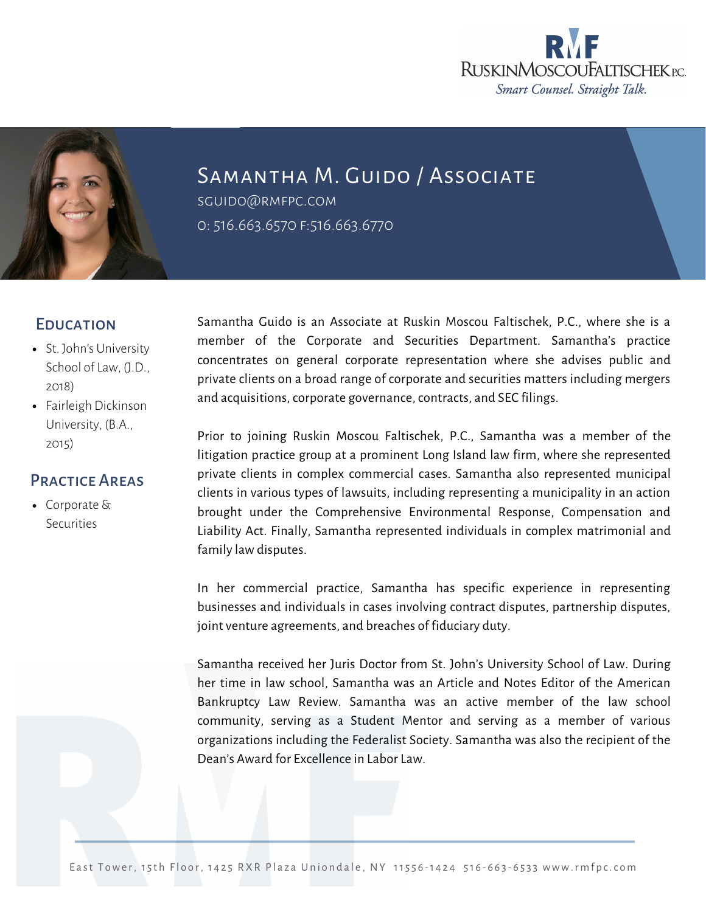RMF
RuskinMoscouFaltischek P.C.
*Smart Counsel. Straight Talk.*

# Samantha M. Guido / Associate

SGUIDO@RMFPC.COM

O: 516.663.6570 F:516.663.6770

## Education

- St. John's University School of Law, (J.D., 2018)
- Fairleigh Dickinson University, (B.A., 2015)

## Practice Areas

- Corporate & Securities

Samantha Guido is an Associate at Ruskin Moscou Faltischek, P.C., where she is a member of the Corporate and Securities Department. Samantha's practice concentrates on general corporate representation where she advises public and private clients on a broad range of corporate and securities matters including mergers and acquisitions, corporate governance, contracts, and SEC filings.

Prior to joining Ruskin Moscou Faltischek, P.C., Samantha was a member of the litigation practice group at a prominent Long Island law firm, where she represented private clients in complex commercial cases. Samantha also represented municipal clients in various types of lawsuits, including representing a municipality in an action brought under the Comprehensive Environmental Response, Compensation and Liability Act. Finally, Samantha represented individuals in complex matrimonial and family law disputes.

In her commercial practice, Samantha has specific experience in representing businesses and individuals in cases involving contract disputes, partnership disputes, joint venture agreements, and breaches of fiduciary duty.

Samantha received her Juris Doctor from St. John's University School of Law. During her time in law school, Samantha was an Article and Notes Editor of the American Bankruptcy Law Review. Samantha was an active member of the law school community, serving as a Student Mentor and serving as a member of various organizations including the Federalist Society. Samantha was also the recipient of the Dean's Award for Excellence in Labor Law.

East Tower, 15th Floor, 1425 RXR Plaza Uniondale, NY 11556-1424 516-663-6533 www.rmfpc.com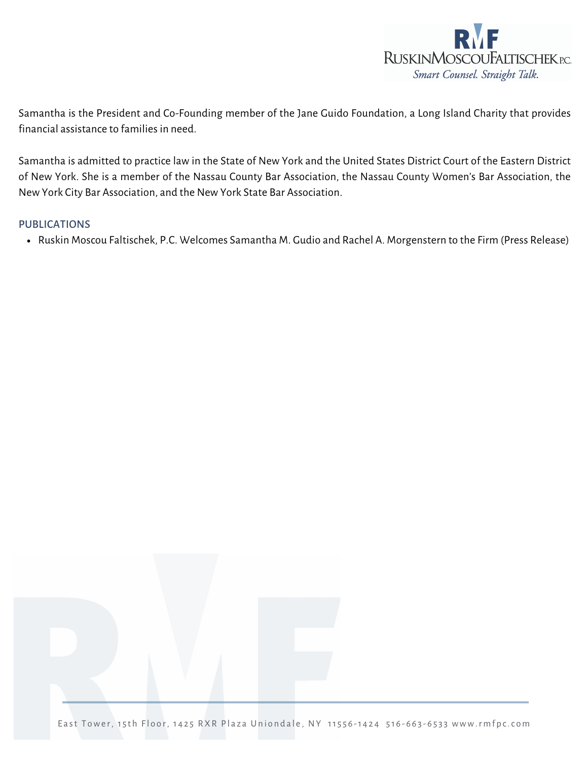Samantha is the President and Co-Founding member of the Jane Guido Foundation, a Long Island Charity that provides financial assistance to families in need.

Samantha is admitted to practice law in the State of New York and the United States District Court of the Eastern District of New York. She is a member of the Nassau County Bar Association, the Nassau County Women's Bar Association, the New York City Bar Association, and the New York State Bar Association.

## PUBLICATIONS

- Ruskin Moscou Faltischek, P.C. Welcomes Samantha M. Gudio and Rachel A. Morgenstern to the Firm (Press Release)